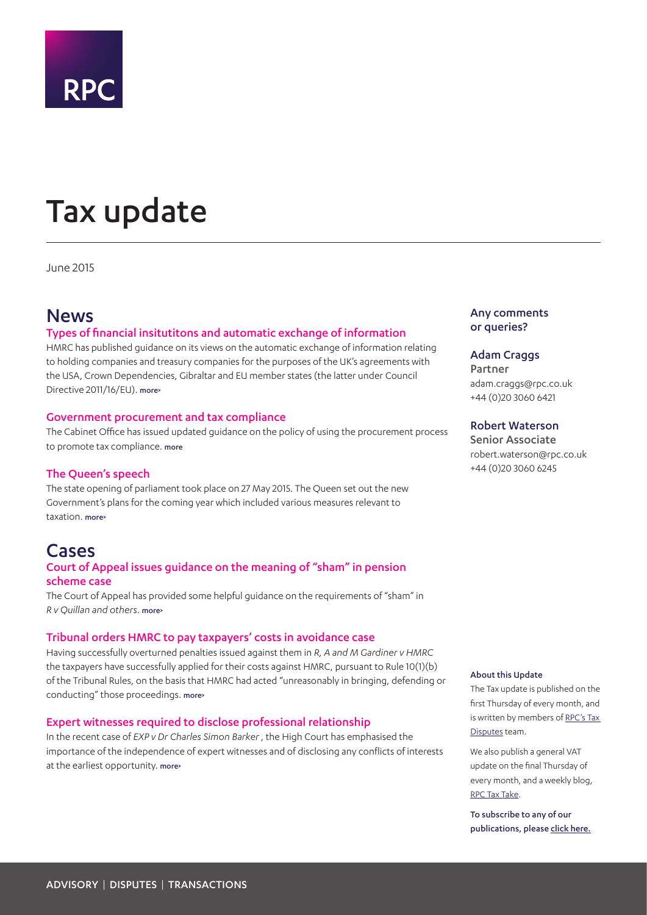RPC

# Tax update

June 2015

## News

### Types of financial insitutitons and automatic exchange of information

HMRC has published guidance on its views on the automatic exchange of information relating to holding companies and treasury companies for the purposes of the UK's agreements with the USA, Crown Dependencies, Gibraltar and EU member states (the latter under Council Directive 2011/16/EU). more›

### Government procurement and tax compliance

The Cabinet Office has issued updated guidance on the policy of using the procurement process to promote tax compliance. more

### The Queen's speech

The state opening of parliament took place on 27 May 2015. The Queen set out the new Government's plans for the coming year which included various measures relevant to taxation. more›

## Cases

### Court of Appeal issues guidance on the meaning of "sham" in pension scheme case

The Court of Appeal has provided some helpful guidance on the requirements of "sham" in *R v Quillan and others*. more›

### Tribunal orders HMRC to pay taxpayers' costs in avoidance case

Having successfully overturned penalties issued against them in *R, A and M Gardiner v HMRC* the taxpayers have successfully applied for their costs against HMRC, pursuant to Rule 10(1)(b) of the Tribunal Rules, on the basis that HMRC had acted "unreasonably in bringing, defending or conducting" those proceedings. more›

### Expert witnesses required to disclose professional relationship

In the recent case of *EXP v Dr Charles Simon Barker* , the High Court has emphasised the importance of the independence of expert witnesses and of disclosing any conflicts of interests at the earliest opportunity. more›

**Any comments or queries?**

**Adam Craggs**
Partner
adam.craggs@rpc.co.uk
+44 (0)20 3060 6421

**Robert Waterson**
Senior Associate
robert.waterson@rpc.co.uk
+44 (0)20 3060 6245

**About this Update**

The Tax update is published on the first Thursday of every month, and is written by members of RPC's Tax Disputes team.

We also publish a general VAT update on the final Thursday of every month, and a weekly blog, RPC Tax Take.

To subscribe to any of our publications, please click here.

ADVISORY | DISPUTES | TRANSACTIONS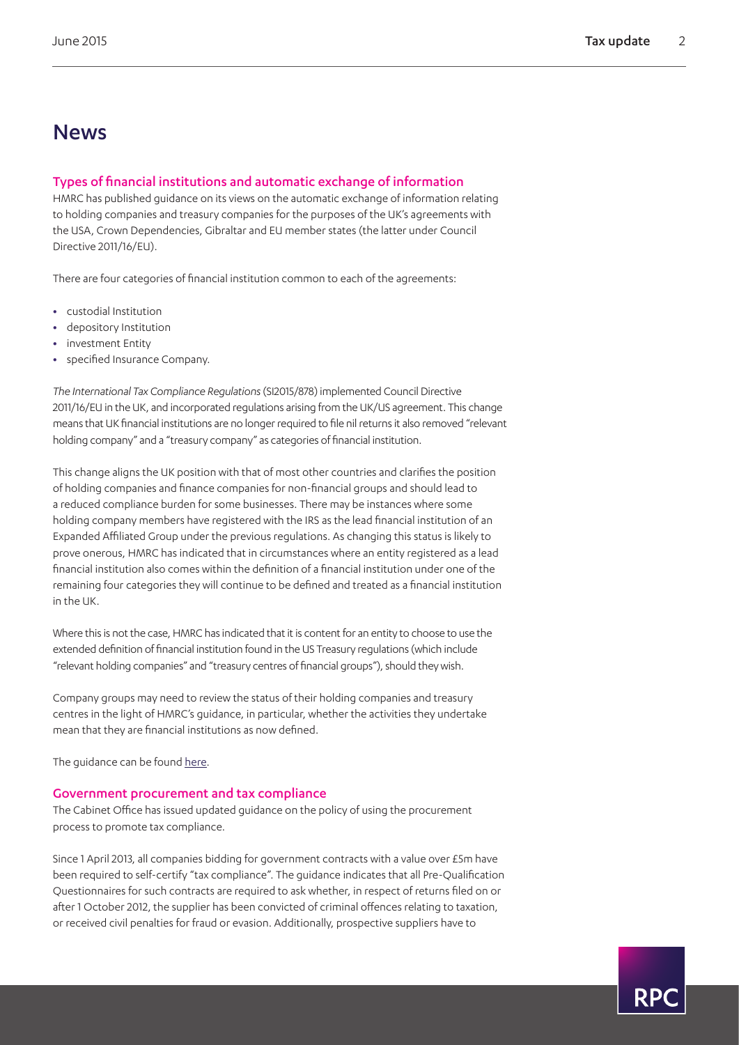# News

## Types of financial institutions and automatic exchange of information

HMRC has published guidance on its views on the automatic exchange of information relating to holding companies and treasury companies for the purposes of the UK's agreements with the USA, Crown Dependencies, Gibraltar and EU member states (the latter under Council Directive 2011/16/EU).

There are four categories of financial institution common to each of the agreements:

- custodial Institution
- depository Institution
- investment Entity
- specified Insurance Company.

*The International Tax Compliance Regulations* (SI2015/878) implemented Council Directive 2011/16/EU in the UK, and incorporated regulations arising from the UK/US agreement. This change means that UK financial institutions are no longer required to file nil returns it also removed "relevant holding company" and a "treasury company" as categories of financial institution.

This change aligns the UK position with that of most other countries and clarifies the position of holding companies and finance companies for non-financial groups and should lead to a reduced compliance burden for some businesses. There may be instances where some holding company members have registered with the IRS as the lead financial institution of an Expanded Affiliated Group under the previous regulations. As changing this status is likely to prove onerous, HMRC has indicated that in circumstances where an entity registered as a lead financial institution also comes within the definition of a financial institution under one of the remaining four categories they will continue to be defined and treated as a financial institution in the UK.

Where this is not the case, HMRC has indicated that it is content for an entity to choose to use the extended definition of financial institution found in the US Treasury regulations (which include "relevant holding companies" and "treasury centres of financial groups"), should they wish.

Company groups may need to review the status of their holding companies and treasury centres in the light of HMRC's guidance, in particular, whether the activities they undertake mean that they are financial institutions as now defined.

The guidance can be found here.

## Government procurement and tax compliance

The Cabinet Office has issued updated guidance on the policy of using the procurement process to promote tax compliance.

Since 1 April 2013, all companies bidding for government contracts with a value over £5m have been required to self-certify "tax compliance". The guidance indicates that all Pre-Qualification Questionnaires for such contracts are required to ask whether, in respect of returns filed on or after 1 October 2012, the supplier has been convicted of criminal offences relating to taxation, or received civil penalties for fraud or evasion. Additionally, prospective suppliers have to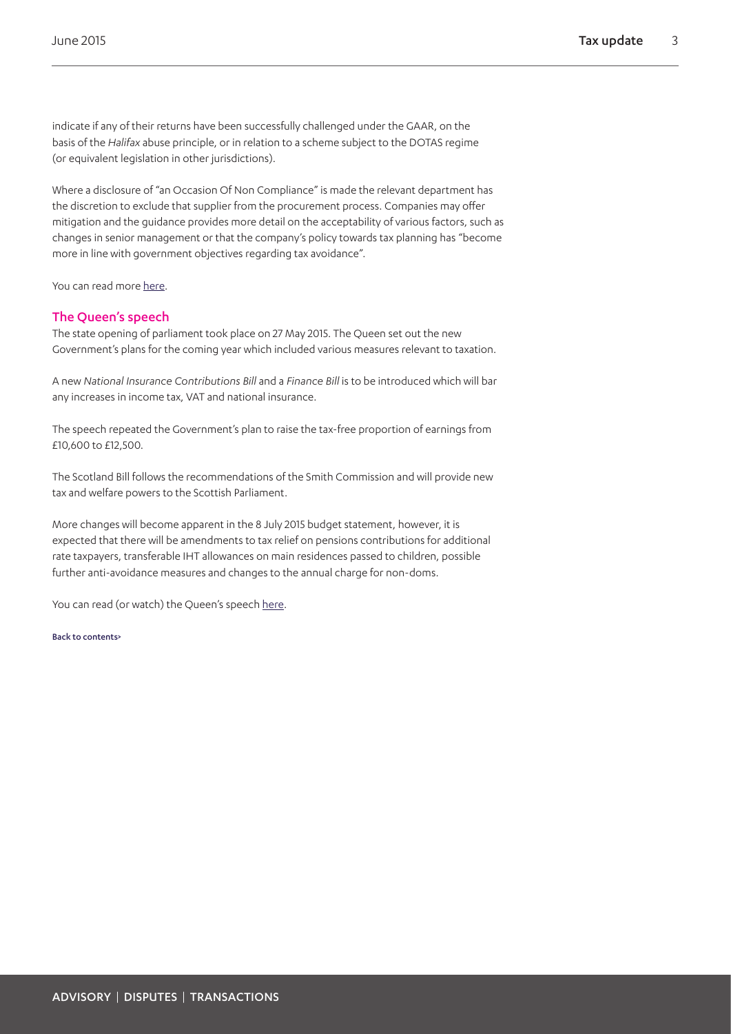indicate if any of their returns have been successfully challenged under the GAAR, on the basis of the *Halifax* abuse principle, or in relation to a scheme subject to the DOTAS regime (or equivalent legislation in other jurisdictions).

Where a disclosure of "an Occasion Of Non Compliance" is made the relevant department has the discretion to exclude that supplier from the procurement process. Companies may offer mitigation and the guidance provides more detail on the acceptability of various factors, such as changes in senior management or that the company's policy towards tax planning has "become more in line with government objectives regarding tax avoidance".

You can read more here.

## The Queen's speech

The state opening of parliament took place on 27 May 2015. The Queen set out the new Government's plans for the coming year which included various measures relevant to taxation.

A new *National Insurance Contributions Bill* and a *Finance Bill* is to be introduced which will bar any increases in income tax, VAT and national insurance.

The speech repeated the Government's plan to raise the tax-free proportion of earnings from £10,600 to £12,500.

The Scotland Bill follows the recommendations of the Smith Commission and will provide new tax and welfare powers to the Scottish Parliament.

More changes will become apparent in the 8 July 2015 budget statement, however, it is expected that there will be amendments to tax relief on pensions contributions for additional rate taxpayers, transferable IHT allowances on main residences passed to children, possible further anti-avoidance measures and changes to the annual charge for non-doms.

You can read (or watch) the Queen's speech here.

Back to contents>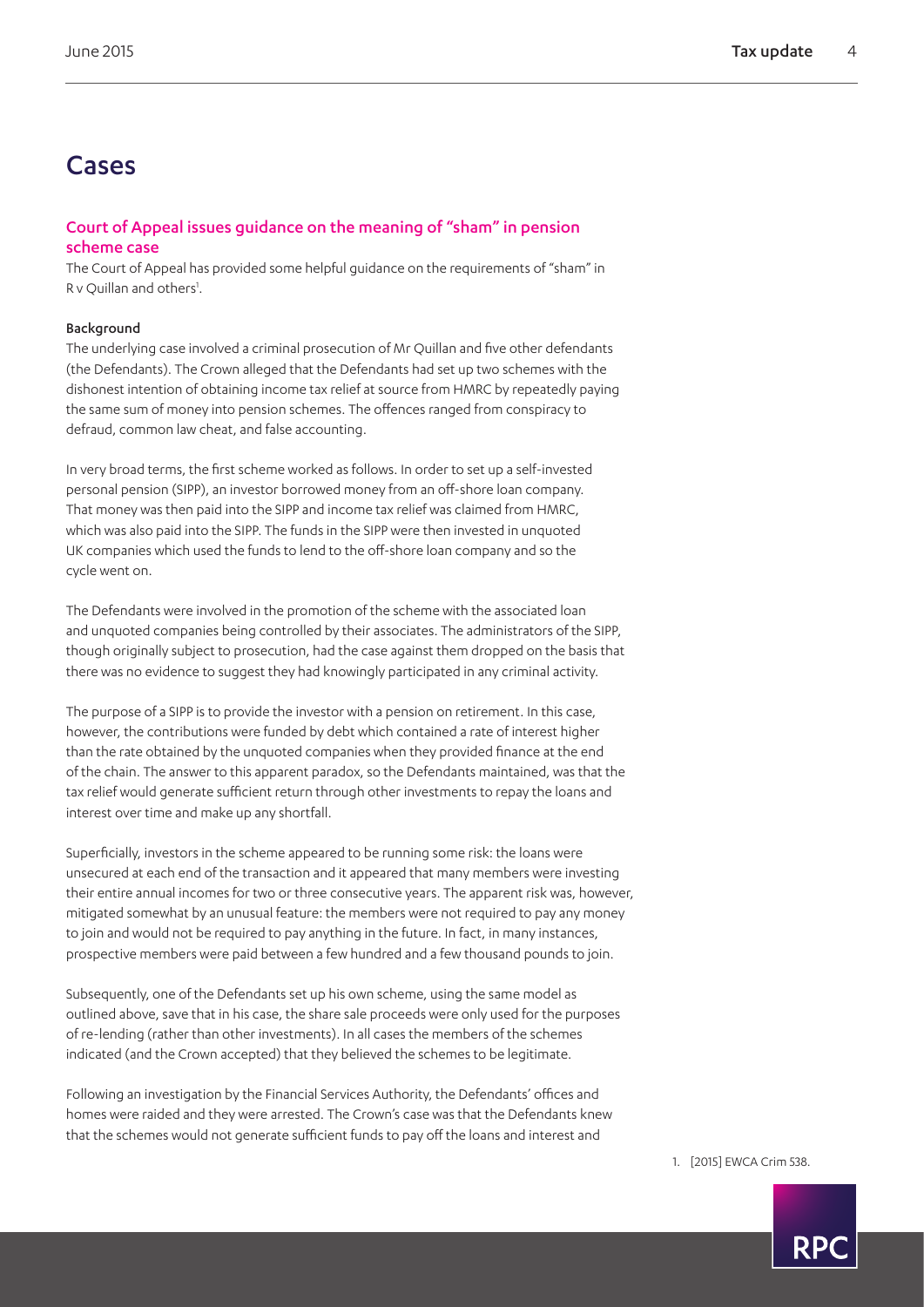# Cases

## Court of Appeal issues guidance on the meaning of "sham" in pension scheme case

The Court of Appeal has provided some helpful guidance on the requirements of "sham" in R v Quillan and others[1].

### Background

The underlying case involved a criminal prosecution of Mr Quillan and five other defendants (the Defendants). The Crown alleged that the Defendants had set up two schemes with the dishonest intention of obtaining income tax relief at source from HMRC by repeatedly paying the same sum of money into pension schemes. The offences ranged from conspiracy to defraud, common law cheat, and false accounting.

In very broad terms, the first scheme worked as follows. In order to set up a self-invested personal pension (SIPP), an investor borrowed money from an off-shore loan company. That money was then paid into the SIPP and income tax relief was claimed from HMRC, which was also paid into the SIPP. The funds in the SIPP were then invested in unquoted UK companies which used the funds to lend to the off-shore loan company and so the cycle went on.

The Defendants were involved in the promotion of the scheme with the associated loan and unquoted companies being controlled by their associates. The administrators of the SIPP, though originally subject to prosecution, had the case against them dropped on the basis that there was no evidence to suggest they had knowingly participated in any criminal activity.

The purpose of a SIPP is to provide the investor with a pension on retirement. In this case, however, the contributions were funded by debt which contained a rate of interest higher than the rate obtained by the unquoted companies when they provided finance at the end of the chain. The answer to this apparent paradox, so the Defendants maintained, was that the tax relief would generate sufficient return through other investments to repay the loans and interest over time and make up any shortfall.

Superficially, investors in the scheme appeared to be running some risk: the loans were unsecured at each end of the transaction and it appeared that many members were investing their entire annual incomes for two or three consecutive years. The apparent risk was, however, mitigated somewhat by an unusual feature: the members were not required to pay any money to join and would not be required to pay anything in the future. In fact, in many instances, prospective members were paid between a few hundred and a few thousand pounds to join.

Subsequently, one of the Defendants set up his own scheme, using the same model as outlined above, save that in his case, the share sale proceeds were only used for the purposes of re-lending (rather than other investments). In all cases the members of the schemes indicated (and the Crown accepted) that they believed the schemes to be legitimate.

Following an investigation by the Financial Services Authority, the Defendants' offices and homes were raided and they were arrested. The Crown's case was that the Defendants knew that the schemes would not generate sufficient funds to pay off the loans and interest and

1. [2015] EWCA Crim 538.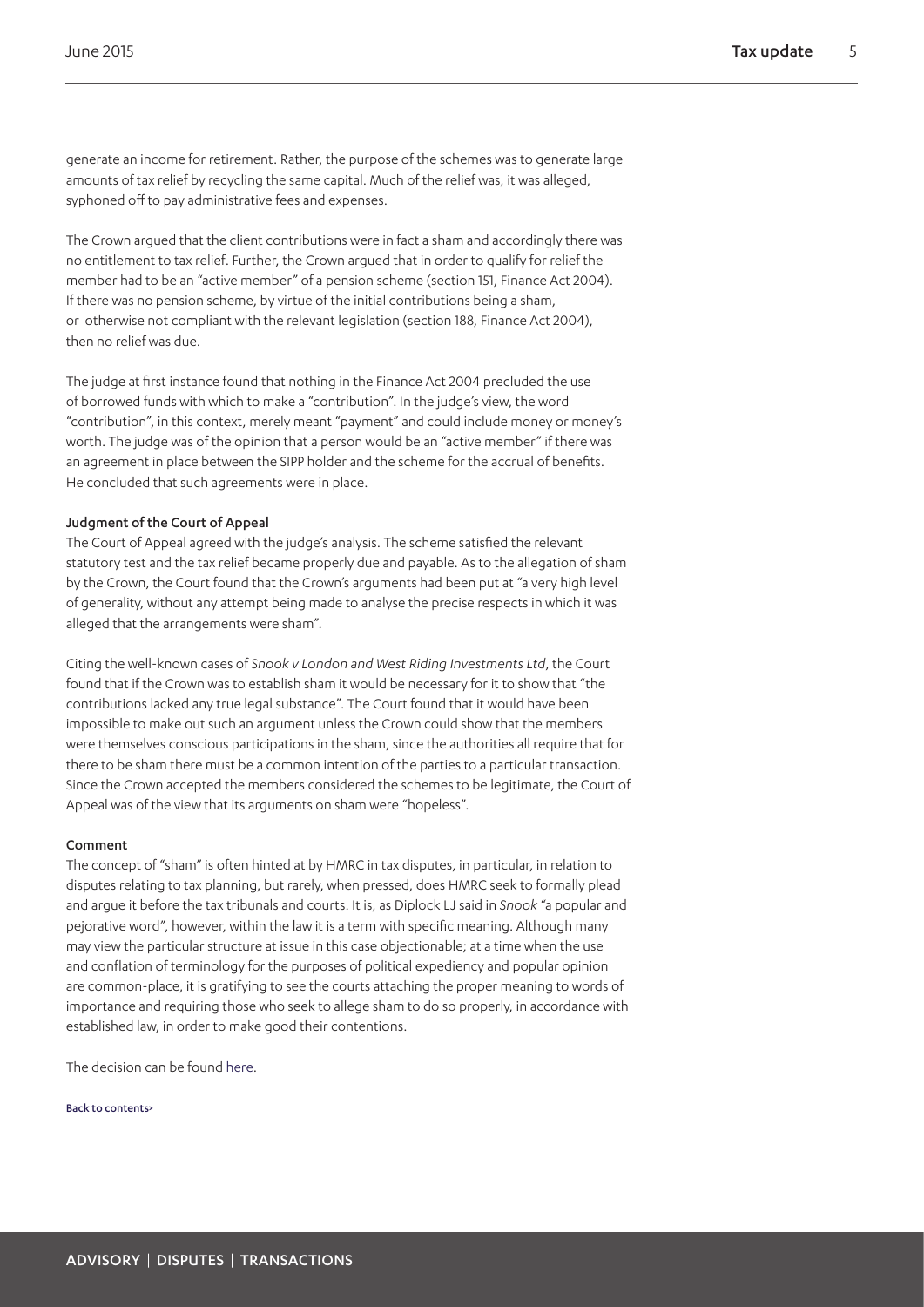generate an income for retirement. Rather, the purpose of the schemes was to generate large amounts of tax relief by recycling the same capital. Much of the relief was, it was alleged, syphoned off to pay administrative fees and expenses.

The Crown argued that the client contributions were in fact a sham and accordingly there was no entitlement to tax relief. Further, the Crown argued that in order to qualify for relief the member had to be an "active member" of a pension scheme (section 151, Finance Act 2004). If there was no pension scheme, by virtue of the initial contributions being a sham, or otherwise not compliant with the relevant legislation (section 188, Finance Act 2004), then no relief was due.

The judge at first instance found that nothing in the Finance Act 2004 precluded the use of borrowed funds with which to make a "contribution". In the judge's view, the word "contribution", in this context, merely meant "payment" and could include money or money's worth. The judge was of the opinion that a person would be an "active member" if there was an agreement in place between the SIPP holder and the scheme for the accrual of benefits. He concluded that such agreements were in place.

### Judgment of the Court of Appeal

The Court of Appeal agreed with the judge's analysis. The scheme satisfied the relevant statutory test and the tax relief became properly due and payable. As to the allegation of sham by the Crown, the Court found that the Crown's arguments had been put at "a very high level of generality, without any attempt being made to analyse the precise respects in which it was alleged that the arrangements were sham".

Citing the well-known cases of *Snook v London and West Riding Investments Ltd*, the Court found that if the Crown was to establish sham it would be necessary for it to show that "the contributions lacked any true legal substance". The Court found that it would have been impossible to make out such an argument unless the Crown could show that the members were themselves conscious participations in the sham, since the authorities all require that for there to be sham there must be a common intention of the parties to a particular transaction. Since the Crown accepted the members considered the schemes to be legitimate, the Court of Appeal was of the view that its arguments on sham were "hopeless".

### Comment

The concept of "sham" is often hinted at by HMRC in tax disputes, in particular, in relation to disputes relating to tax planning, but rarely, when pressed, does HMRC seek to formally plead and argue it before the tax tribunals and courts. It is, as Diplock LJ said in *Snook* "a popular and pejorative word", however, within the law it is a term with specific meaning. Although many may view the particular structure at issue in this case objectionable; at a time when the use and conflation of terminology for the purposes of political expediency and popular opinion are common-place, it is gratifying to see the courts attaching the proper meaning to words of importance and requiring those who seek to allege sham to do so properly, in accordance with established law, in order to make good their contentions.

The decision can be found here.

Back to contents>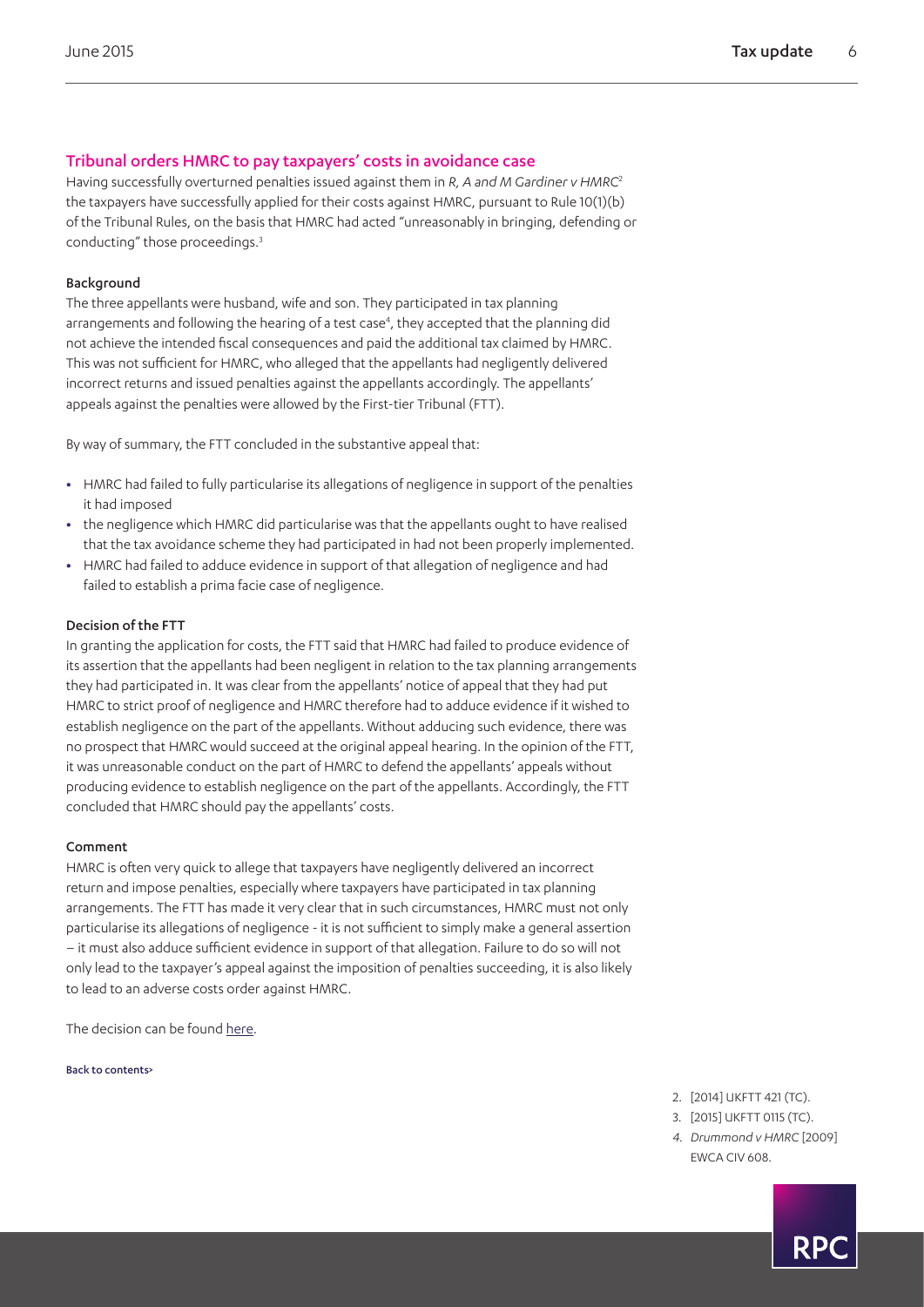## Tribunal orders HMRC to pay taxpayers' costs in avoidance case

Having successfully overturned penalties issued against them in *R, A and M Gardiner v HMRC*[2] the taxpayers have successfully applied for their costs against HMRC, pursuant to Rule 10(1)(b) of the Tribunal Rules, on the basis that HMRC had acted "unreasonably in bringing, defending or conducting" those proceedings.[3]

### Background

The three appellants were husband, wife and son. They participated in tax planning arrangements and following the hearing of a test case[4], they accepted that the planning did not achieve the intended fiscal consequences and paid the additional tax claimed by HMRC. This was not sufficient for HMRC, who alleged that the appellants had negligently delivered incorrect returns and issued penalties against the appellants accordingly. The appellants' appeals against the penalties were allowed by the First-tier Tribunal (FTT).

By way of summary, the FTT concluded in the substantive appeal that:

- HMRC had failed to fully particularise its allegations of negligence in support of the penalties it had imposed
- the negligence which HMRC did particularise was that the appellants ought to have realised that the tax avoidance scheme they had participated in had not been properly implemented.
- HMRC had failed to adduce evidence in support of that allegation of negligence and had failed to establish a prima facie case of negligence.

### Decision of the FTT

In granting the application for costs, the FTT said that HMRC had failed to produce evidence of its assertion that the appellants had been negligent in relation to the tax planning arrangements they had participated in. It was clear from the appellants' notice of appeal that they had put HMRC to strict proof of negligence and HMRC therefore had to adduce evidence if it wished to establish negligence on the part of the appellants. Without adducing such evidence, there was no prospect that HMRC would succeed at the original appeal hearing. In the opinion of the FTT, it was unreasonable conduct on the part of HMRC to defend the appellants' appeals without producing evidence to establish negligence on the part of the appellants. Accordingly, the FTT concluded that HMRC should pay the appellants' costs.

### Comment

HMRC is often very quick to allege that taxpayers have negligently delivered an incorrect return and impose penalties, especially where taxpayers have participated in tax planning arrangements. The FTT has made it very clear that in such circumstances, HMRC must not only particularise its allegations of negligence - it is not sufficient to simply make a general assertion – it must also adduce sufficient evidence in support of that allegation. Failure to do so will not only lead to the taxpayer's appeal against the imposition of penalties succeeding, it is also likely to lead to an adverse costs order against HMRC.

The decision can be found here.

Back to contents>

2. [2014] UKFTT 421 (TC).
3. [2015] UKFTT 0115 (TC).
4. *Drummond v HMRC* [2009] EWCA CIV 608.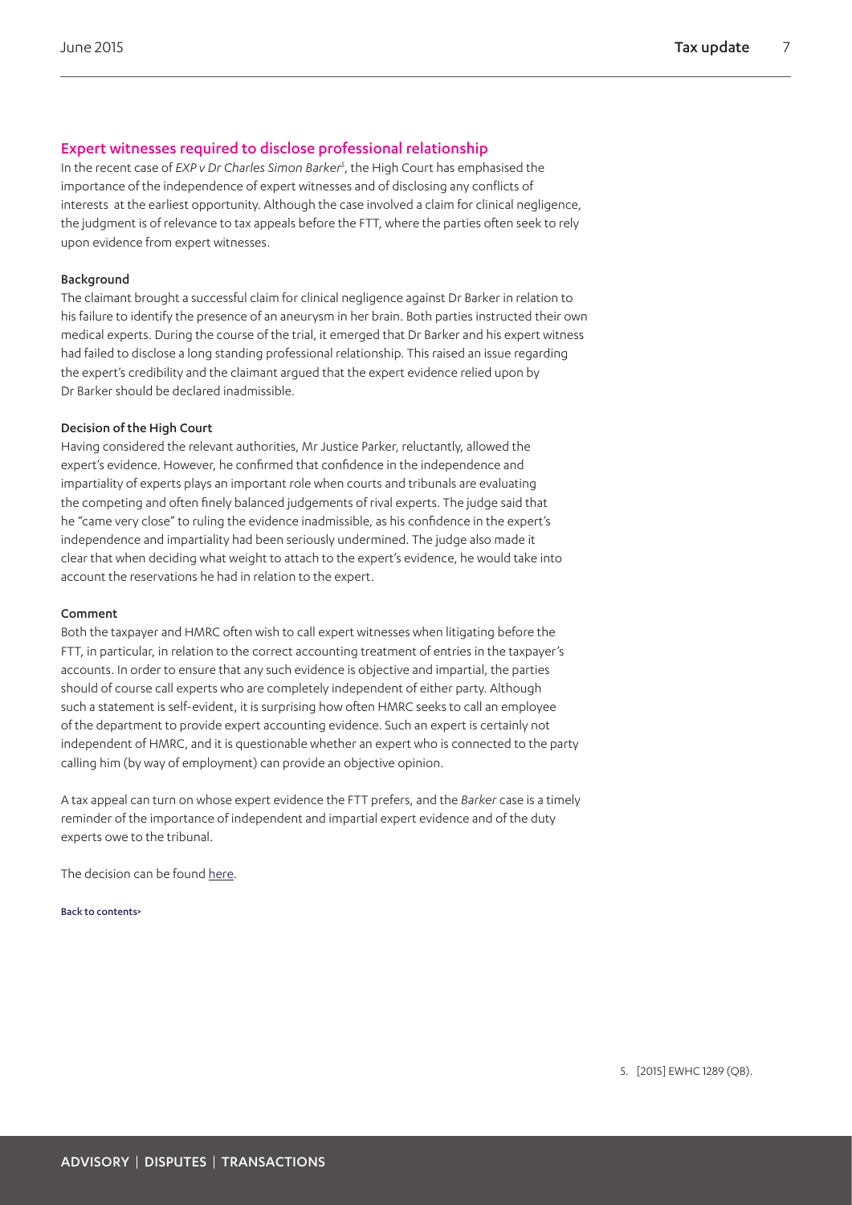## Expert witnesses required to disclose professional relationship

In the recent case of *EXP v Dr Charles Simon Barker*[5], the High Court has emphasised the importance of the independence of expert witnesses and of disclosing any conflicts of interests at the earliest opportunity. Although the case involved a claim for clinical negligence, the judgment is of relevance to tax appeals before the FTT, where the parties often seek to rely upon evidence from expert witnesses.

### Background

The claimant brought a successful claim for clinical negligence against Dr Barker in relation to his failure to identify the presence of an aneurysm in her brain. Both parties instructed their own medical experts. During the course of the trial, it emerged that Dr Barker and his expert witness had failed to disclose a long standing professional relationship. This raised an issue regarding the expert's credibility and the claimant argued that the expert evidence relied upon by Dr Barker should be declared inadmissible.

### Decision of the High Court

Having considered the relevant authorities, Mr Justice Parker, reluctantly, allowed the expert's evidence. However, he confirmed that confidence in the independence and impartiality of experts plays an important role when courts and tribunals are evaluating the competing and often finely balanced judgements of rival experts. The judge said that he "came very close" to ruling the evidence inadmissible, as his confidence in the expert's independence and impartiality had been seriously undermined. The judge also made it clear that when deciding what weight to attach to the expert's evidence, he would take into account the reservations he had in relation to the expert.

### Comment

Both the taxpayer and HMRC often wish to call expert witnesses when litigating before the FTT, in particular, in relation to the correct accounting treatment of entries in the taxpayer's accounts. In order to ensure that any such evidence is objective and impartial, the parties should of course call experts who are completely independent of either party. Although such a statement is self-evident, it is surprising how often HMRC seeks to call an employee of the department to provide expert accounting evidence. Such an expert is certainly not independent of HMRC, and it is questionable whether an expert who is connected to the party calling him (by way of employment) can provide an objective opinion.

A tax appeal can turn on whose expert evidence the FTT prefers, and the *Barker* case is a timely reminder of the importance of independent and impartial expert evidence and of the duty experts owe to the tribunal.

The decision can be found here.

Back to contents>

5. [2015] EWHC 1289 (QB).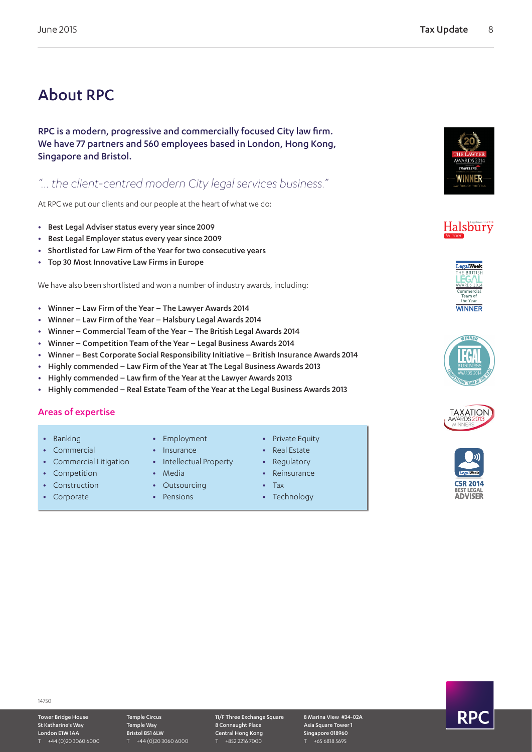# About RPC

**RPC is a modern, progressive and commercially focused City law firm. We have 77 partners and 560 employees based in London, Hong Kong, Singapore and Bristol.**

*"... the client-centred modern City legal services business."*

At RPC we put our clients and our people at the heart of what we do:

- Best Legal Adviser status every year since 2009
- Best Legal Employer status every year since 2009
- Shortlisted for Law Firm of the Year for two consecutive years
- Top 30 Most Innovative Law Firms in Europe

We have also been shortlisted and won a number of industry awards, including:

- Winner – Law Firm of the Year – The Lawyer Awards 2014
- Winner – Law Firm of the Year – Halsbury Legal Awards 2014
- Winner – Commercial Team of the Year – The British Legal Awards 2014
- Winner – Competition Team of the Year – Legal Business Awards 2014
- Winner – Best Corporate Social Responsibility Initiative – British Insurance Awards 2014
- Highly commended – Law Firm of the Year at The Legal Business Awards 2013
- Highly commended – Law firm of the Year at the Lawyer Awards 2013
- Highly commended – Real Estate Team of the Year at the Legal Business Awards 2013

## Areas of expertise

- Banking
- Commercial
- Commercial Litigation
- Competition
- Construction
- Corporate
- Employment
- Insurance
- Intellectual Property
- Media
- Outsourcing
- Pensions
- Private Equity
- Real Estate
- Regulatory
- Reinsurance
- Tax
- Technology

14750

**Tower Bridge House**
**St Katharine's Way**
**London E1W 1AA**
T +44 (0)20 3060 6000

**Temple Circus**
**Temple Way**
**Bristol BS1 6LW**
T +44 (0)20 3060 6000

**11/F Three Exchange Square**
**8 Connaught Place**
**Central Hong Kong**
T +852 2216 7000

**8 Marina View #34-02A**
**Asia Square Tower 1**
**Singapore 018960**
T +65 6818 5695